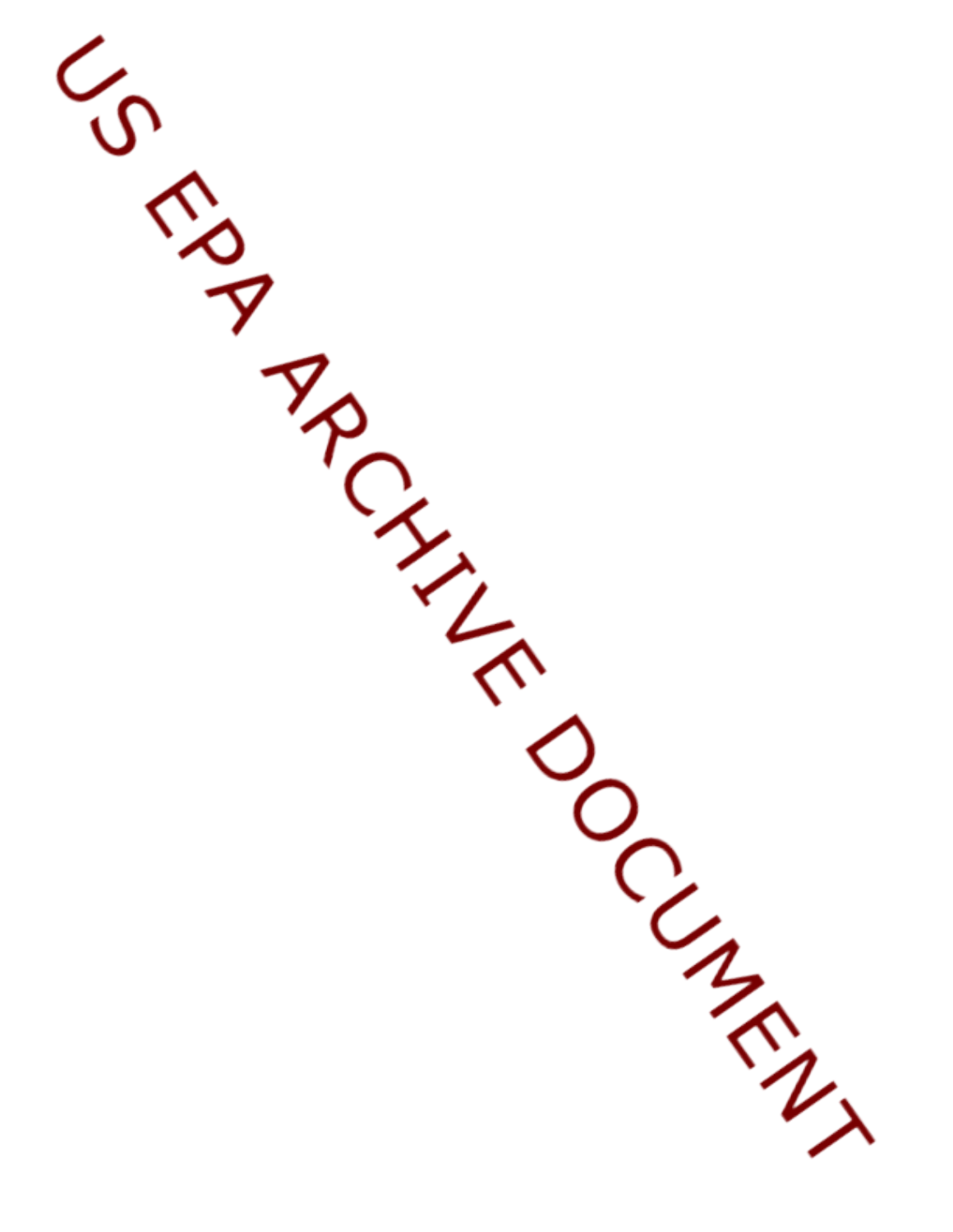US EPA ARCHIVE DOCUMENT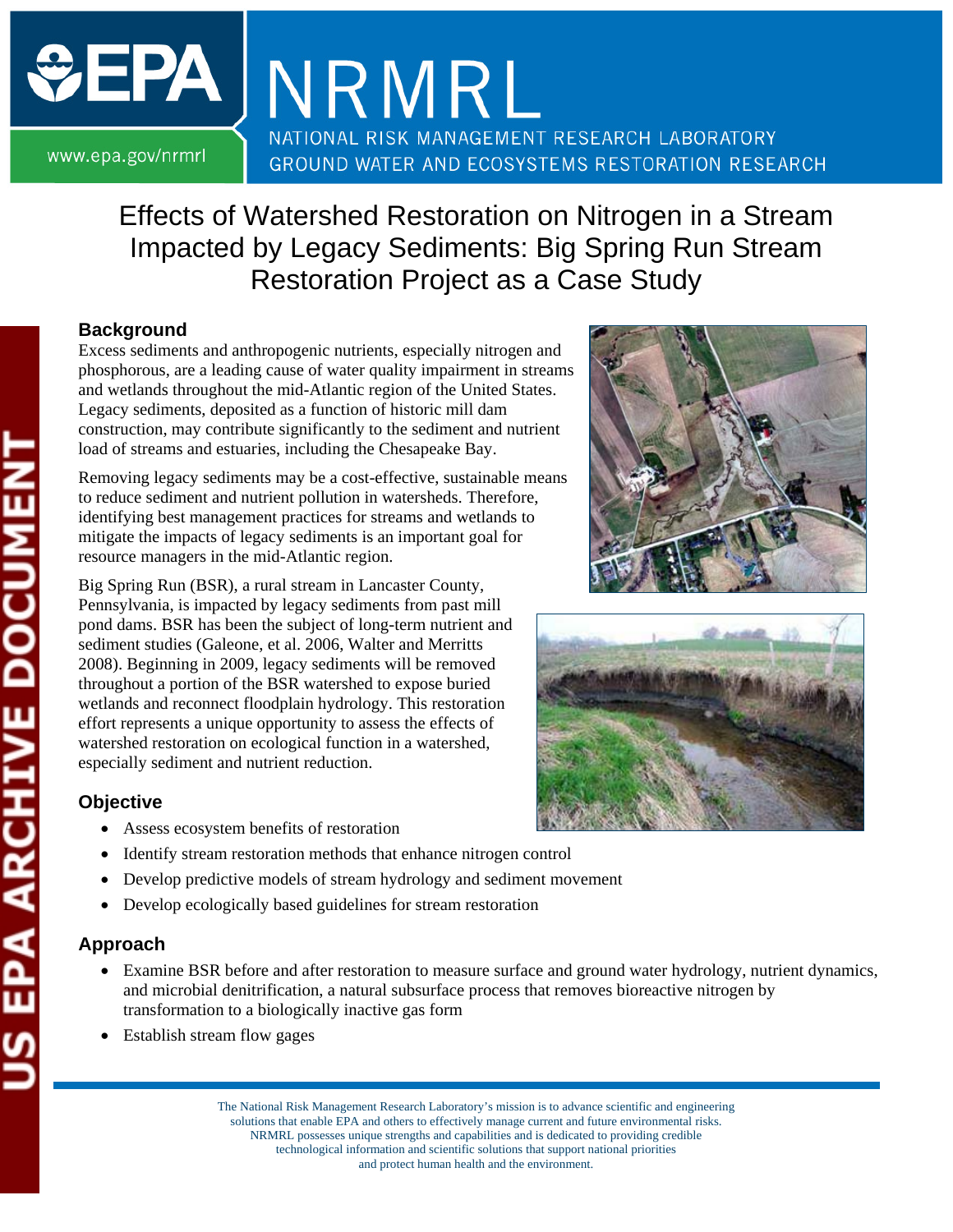# Effects of Watershed Restoration on Nitrogen in a Stream Impacted by Legacy Sediments: Big Spring Run Stream Restoration Project as a Case Study

## Background

Excess sediments and anthropogenic nutrients, especially nitrogen and phosphorous, are a leading cause of water quality impairment in streams and wetlands throughout the mid-Atlantic region of the United States. Legacy sediments, deposited as a function of historic mill dam construction, may contribute significantly to the sediment and nutrient load of streams and estuaries, including the Chesapeake Bay.

Removing legacy sediments may be a cost-effective, sustainable means to reduce sediment and nutrient pollution in watersheds. Therefore, identifying best management practices for streams and wetlands to mitigate the impacts of legacy sediments is an important goal for resource managers in the mid-Atlantic region.

Big Spring Run (BSR), a rural stream in Lancaster County, Pennsylvania, is impacted by legacy sediments from past mill pond dams. BSR has been the subject of long-term nutrient and sediment studies (Galeone, et al. 2006, Walter and Merritts 2008). Beginning in 2009, legacy sediments will be removed throughout a portion of the BSR watershed to expose buried wetlands and reconnect floodplain hydrology. This restoration effort represents a unique opportunity to assess the effects of watershed restoration on ecological function in a watershed, especially sediment and nutrient reduction.

## Objective

- Assess ecosystem benefits of restoration
- Identify stream restoration methods that enhance nitrogen control
- Develop predictive models of stream hydrology and sediment movement
- Develop ecologically based guidelines for stream restoration

## Approach

- Examine BSR before and after restoration to measure surface and ground water hydrology, nutrient dynamics, and microbial denitrification, a natural subsurface process that removes bioreactive nitrogen by transformation to a biologically inactive gas form
- Establish stream flow gages

The National Risk Management Research Laboratory's mission is to advance scientific and engineering solutions that enable EPA and others to effectively manage current and future environmental risks. NRMRL possesses unique strengths and capabilities and is dedicated to providing credible technological information and scientific solutions that support national priorities and protect human health and the environment.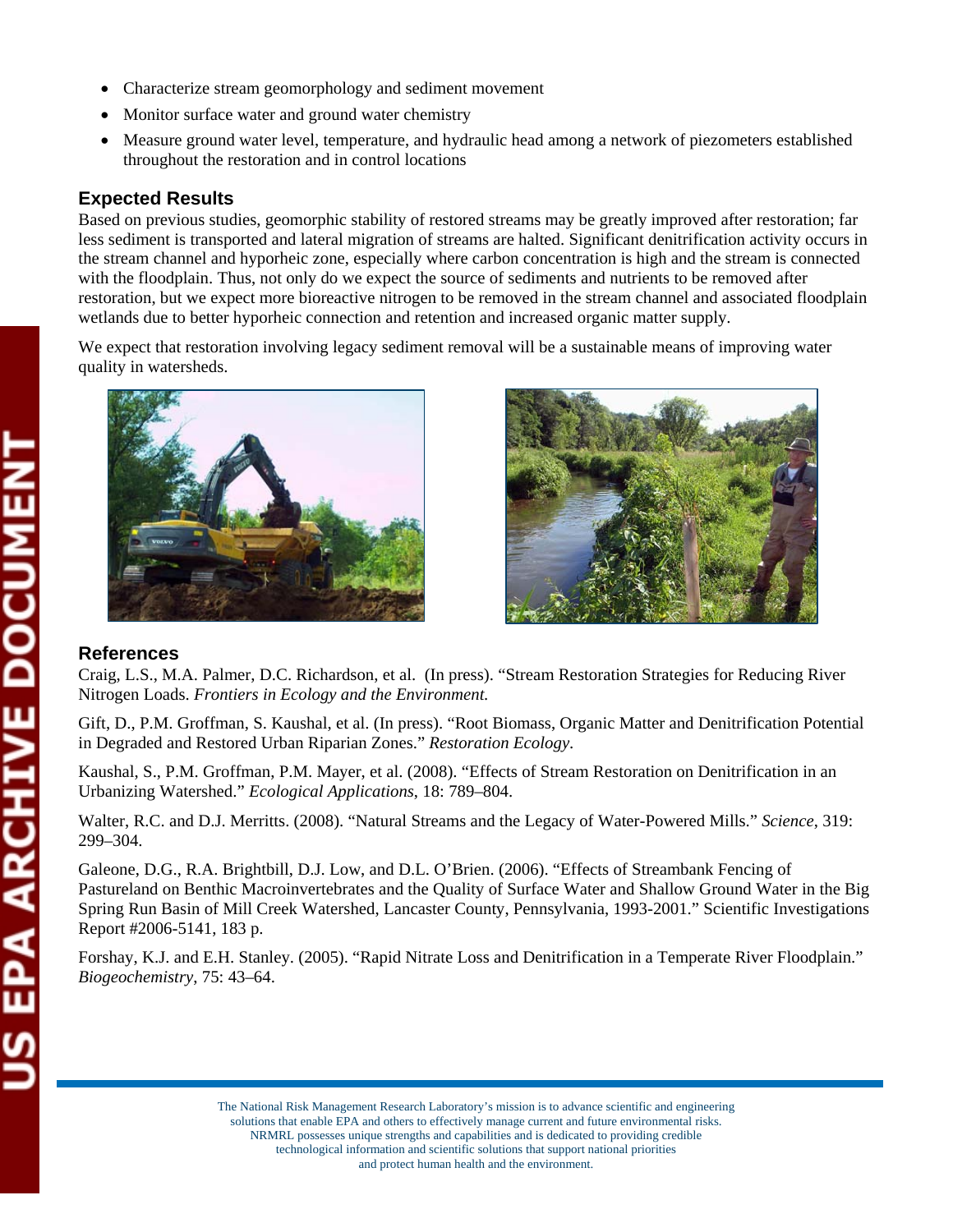- Characterize stream geomorphology and sediment movement
- Monitor surface water and ground water chemistry
- Measure ground water level, temperature, and hydraulic head among a network of piezometers established throughout the restoration and in control locations

## Expected Results

Based on previous studies, geomorphic stability of restored streams may be greatly improved after restoration; far less sediment is transported and lateral migration of streams are halted. Significant denitrification activity occurs in the stream channel and hyporheic zone, especially where carbon concentration is high and the stream is connected with the floodplain. Thus, not only do we expect the source of sediments and nutrients to be removed after restoration, but we expect more bioreactive nitrogen to be removed in the stream channel and associated floodplain wetlands due to better hyporheic connection and retention and increased organic matter supply.

We expect that restoration involving legacy sediment removal will be a sustainable means of improving water quality in watersheds.

## References

Craig, L.S., M.A. Palmer, D.C. Richardson, et al. (In press). "Stream Restoration Strategies for Reducing River Nitrogen Loads. *Frontiers in Ecology and the Environment.*

Gift, D., P.M. Groffman, S. Kaushal, et al. (In press). "Root Biomass, Organic Matter and Denitrification Potential in Degraded and Restored Urban Riparian Zones." *Restoration Ecology*.

Kaushal, S., P.M. Groffman, P.M. Mayer, et al. (2008). "Effects of Stream Restoration on Denitrification in an Urbanizing Watershed." *Ecological Applications*, 18: 789–804.

Walter, R.C. and D.J. Merritts. (2008). "Natural Streams and the Legacy of Water-Powered Mills." *Science*, 319: 299–304.

Galeone, D.G., R.A. Brightbill, D.J. Low, and D.L. O'Brien. (2006). "Effects of Streambank Fencing of Pastureland on Benthic Macroinvertebrates and the Quality of Surface Water and Shallow Ground Water in the Big Spring Run Basin of Mill Creek Watershed, Lancaster County, Pennsylvania, 1993-2001." Scientific Investigations Report #2006-5141, 183 p.

Forshay, K.J. and E.H. Stanley. (2005). "Rapid Nitrate Loss and Denitrification in a Temperate River Floodplain." *Biogeochemistry*, 75: 43–64.

The National Risk Management Research Laboratory's mission is to advance scientific and engineering solutions that enable EPA and others to effectively manage current and future environmental risks. NRMRL possesses unique strengths and capabilities and is dedicated to providing credible technological information and scientific solutions that support national priorities and protect human health and the environment.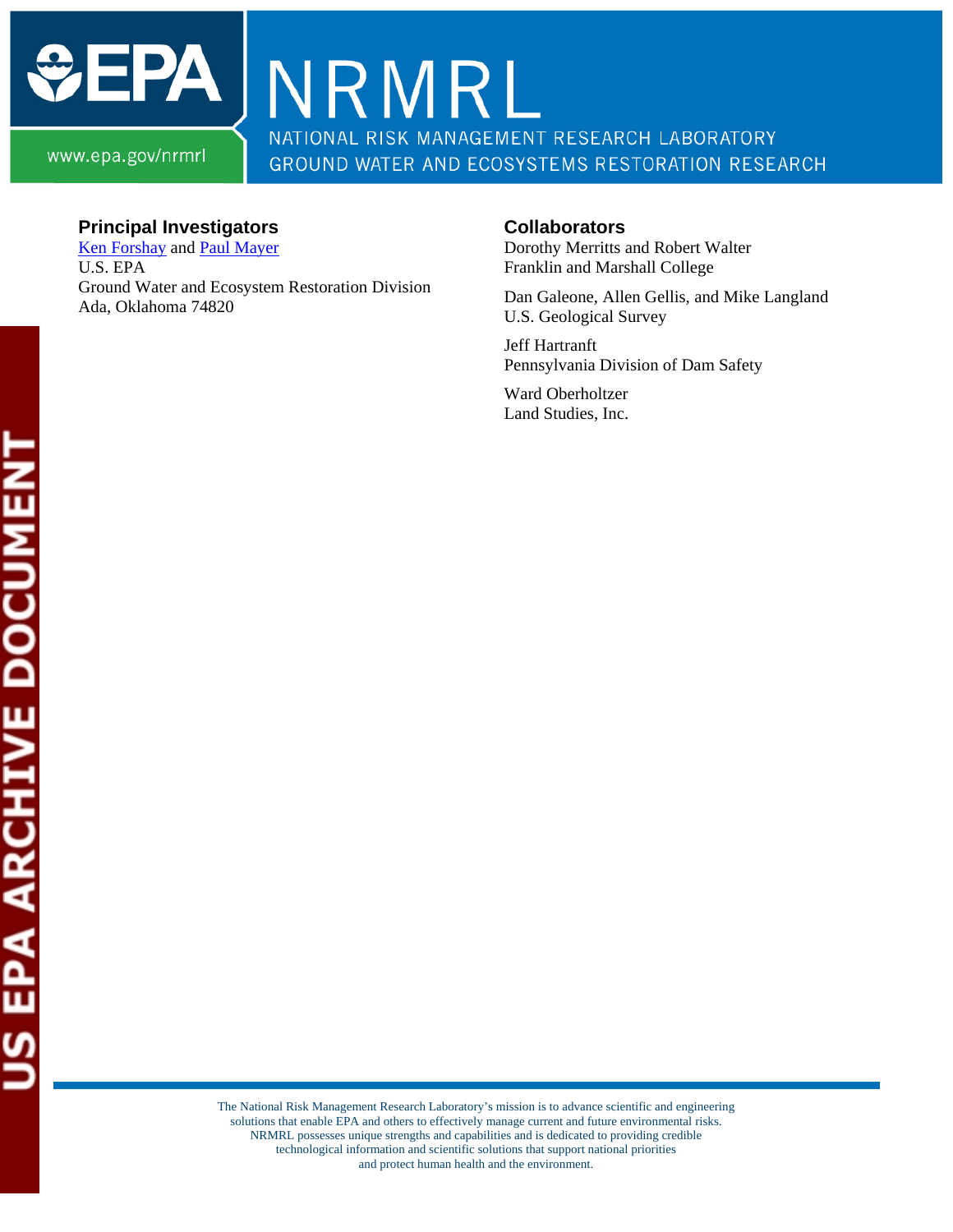# NRMRL

NATIONAL RISK MANAGEMENT RESEARCH LABORATORY
GROUND WATER AND ECOSYSTEMS RESTORATION RESEARCH

www.epa.gov/nrmrl

US EPA ARCHIVE DOCUMENT

### Principal Investigators

Ken Forshay and Paul Mayer
U.S. EPA
Ground Water and Ecosystem Restoration Division
Ada, Oklahoma 74820

### Collaborators

Dorothy Merritts and Robert Walter
Franklin and Marshall College

Dan Galeone, Allen Gellis, and Mike Langland
U.S. Geological Survey

Jeff Hartranft
Pennsylvania Division of Dam Safety

Ward Oberholtzer
Land Studies, Inc.

The National Risk Management Research Laboratory's mission is to advance scientific and engineering solutions that enable EPA and others to effectively manage current and future environmental risks. NRMRL possesses unique strengths and capabilities and is dedicated to providing credible technological information and scientific solutions that support national priorities and protect human health and the environment.